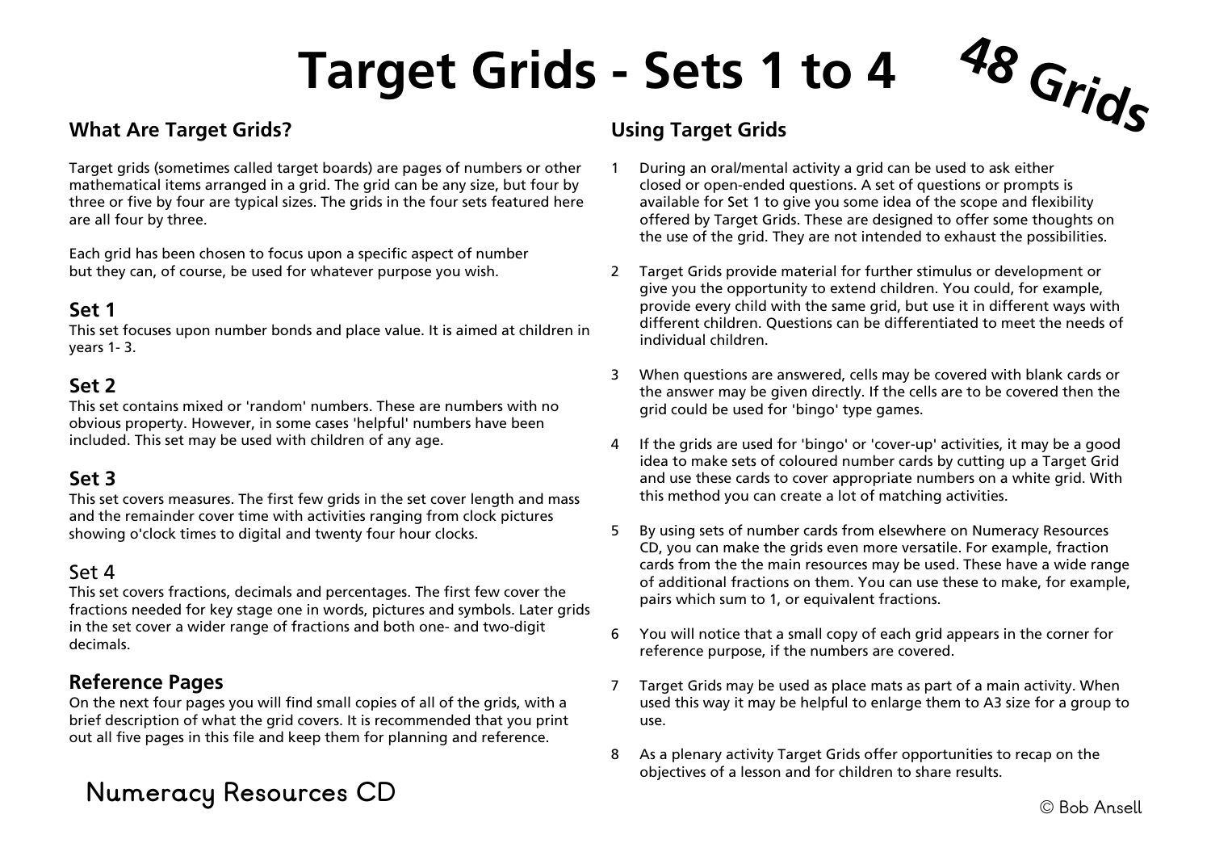# Target Grids - Sets 1 to 4

48 Grids

## What Are Target Grids?

Target grids (sometimes called target boards) are pages of numbers or other mathematical items arranged in a grid. The grid can be any size, but four by three or five by four are typical sizes. The grids in the four sets featured here are all four by three.

Each grid has been chosen to focus upon a specific aspect of number but they can, of course, be used for whatever purpose you wish.

### Set 1

This set focuses upon number bonds and place value. It is aimed at children in years 1- 3.

### Set 2

This set contains mixed or 'random' numbers. These are numbers with no obvious property. However, in some cases 'helpful' numbers have been included. This set may be used with children of any age.

### Set 3

This set covers measures. The first few grids in the set cover length and mass and the remainder cover time with activities ranging from clock pictures showing o'clock times to digital and twenty four hour clocks.

### Set 4

This set covers fractions, decimals and percentages. The first few cover the fractions needed for key stage one in words, pictures and symbols. Later grids in the set cover a wider range of fractions and both one- and two-digit decimals.

### Reference Pages

On the next four pages you will find small copies of all of the grids, with a brief description of what the grid covers. It is recommended that you print out all five pages in this file and keep them for planning and reference.

## Using Target Grids

1. During an oral/mental activity a grid can be used to ask either closed or open-ended questions. A set of questions or prompts is available for Set 1 to give you some idea of the scope and flexibility offered by Target Grids. These are designed to offer some thoughts on the use of the grid. They are not intended to exhaust the possibilities.

2. Target Grids provide material for further stimulus or development or give you the opportunity to extend children. You could, for example, provide every child with the same grid, but use it in different ways with different children. Questions can be differentiated to meet the needs of individual children.

3. When questions are answered, cells may be covered with blank cards or the answer may be given directly. If the cells are to be covered then the grid could be used for 'bingo' type games.

4. If the grids are used for 'bingo' or 'cover-up' activities, it may be a good idea to make sets of coloured number cards by cutting up a Target Grid and use these cards to cover appropriate numbers on a white grid. With this method you can create a lot of matching activities.

5. By using sets of number cards from elsewhere on Numeracy Resources CD, you can make the grids even more versatile. For example, fraction cards from the the main resources may be used. These have a wide range of additional fractions on them. You can use these to make, for example, pairs which sum to 1, or equivalent fractions.

6. You will notice that a small copy of each grid appears in the corner for reference purpose, if the numbers are covered.

7. Target Grids may be used as place mats as part of a main activity. When used this way it may be helpful to enlarge them to A3 size for a group to use.

8. As a plenary activity Target Grids offer opportunities to recap on the objectives of a lesson and for children to share results.

Numeracy Resources CD

© Bob Ansell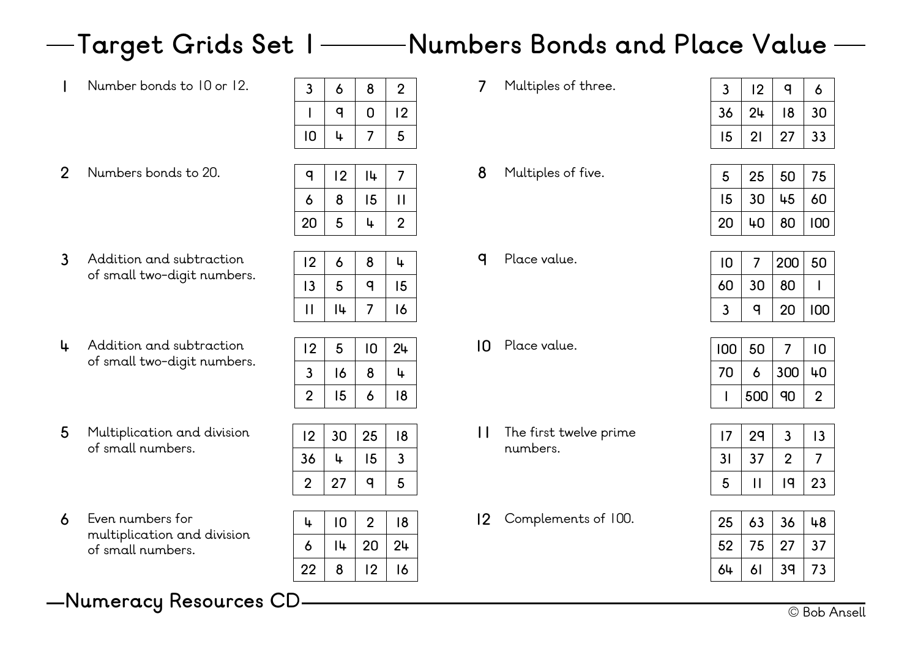# Target Grids Set 1 — Numbers Bonds and Place Value

**1** Number bonds to 10 or 12.

| 3 | 6 | 8 | 2 |
|---|---|---|---|
| 1 | 9 | 0 | 12 |
| 10 | 4 | 7 | 5 |

**2** Numbers bonds to 20.

| 9 | 12 | 14 | 7 |
|---|---|---|---|
| 6 | 8 | 15 | 11 |
| 20 | 5 | 4 | 2 |

**3** Addition and subtraction of small two-digit numbers.

| 12 | 6 | 8 | 4 |
|---|---|---|---|
| 13 | 5 | 9 | 15 |
| 11 | 14 | 7 | 16 |

**4** Addition and subtraction of small two-digit numbers.

| 12 | 5 | 10 | 24 |
|---|---|---|---|
| 3 | 16 | 8 | 4 |
| 2 | 15 | 6 | 18 |

**5** Multiplication and division of small numbers.

| 12 | 30 | 25 | 18 |
|---|---|---|---|
| 36 | 4 | 15 | 3 |
| 2 | 27 | 9 | 5 |

**6** Even numbers for multiplication and division of small numbers.

| 4 | 10 | 2 | 18 |
|---|---|---|---|
| 6 | 14 | 20 | 24 |
| 22 | 8 | 12 | 16 |

**7** Multiples of three.

| 3 | 12 | 9 | 6 |
|---|---|---|---|
| 36 | 24 | 18 | 30 |
| 15 | 21 | 27 | 33 |

**8** Multiples of five.

| 5 | 25 | 50 | 75 |
|---|---|---|---|
| 15 | 30 | 45 | 60 |
| 20 | 40 | 80 | 100 |

**9** Place value.

| 10 | 7 | 200 | 50 |
|---|---|---|---|
| 60 | 30 | 80 | 1 |
| 3 | 9 | 20 | 100 |

**10** Place value.

| 100 | 50 | 7 | 10 |
|---|---|---|---|
| 70 | 6 | 300 | 40 |
| 1 | 500 | 90 | 2 |

**11** The first twelve prime numbers.

| 17 | 29 | 3 | 13 |
|---|---|---|---|
| 31 | 37 | 2 | 7 |
| 5 | 11 | 19 | 23 |

**12** Complements of 100.

| 25 | 63 | 36 | 48 |
|---|---|---|---|
| 52 | 75 | 27 | 37 |
| 64 | 61 | 39 | 73 |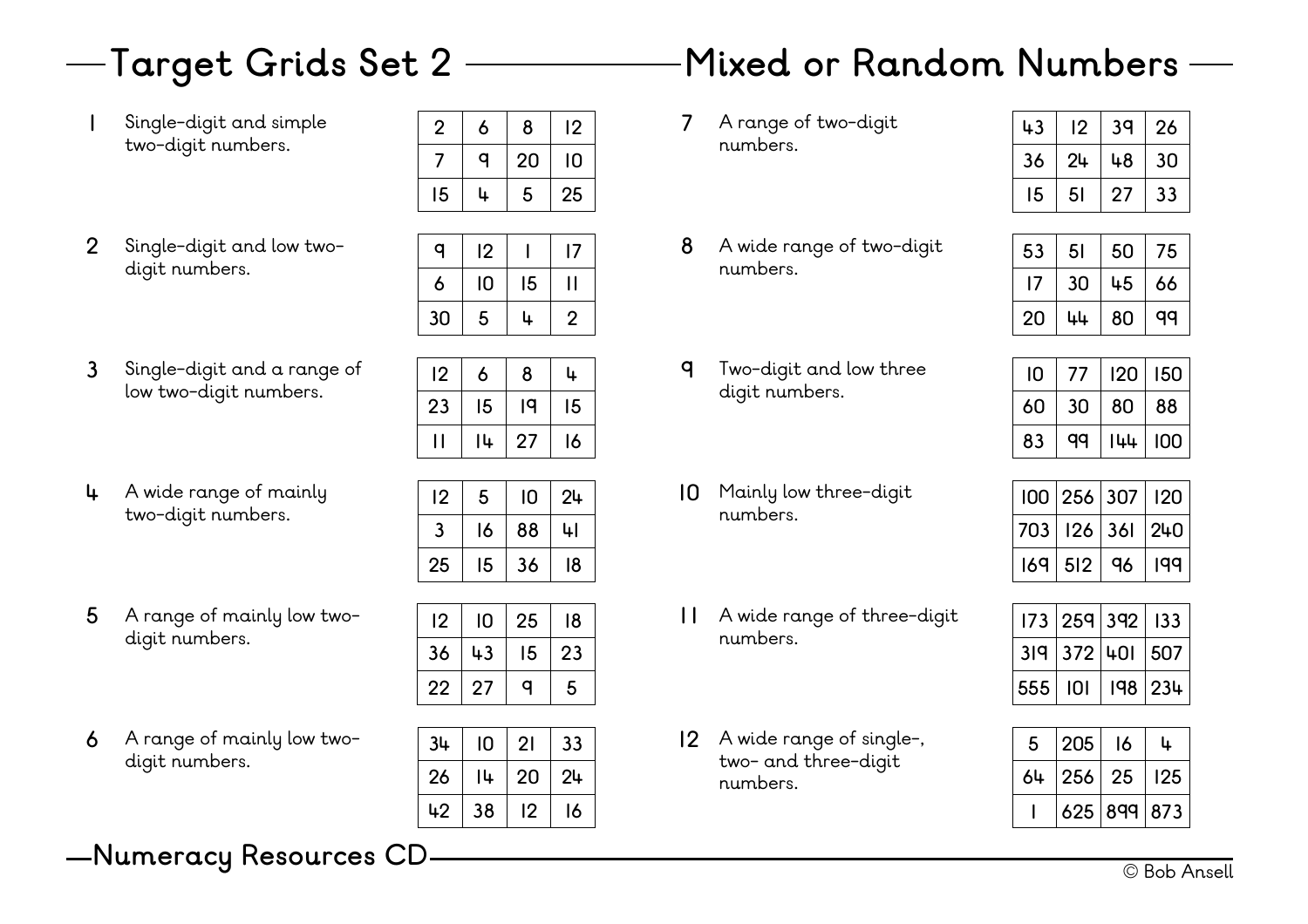# Target Grids Set 2 — Mixed or Random Numbers

1. Single-digit and simple two-digit numbers.

| | | | |
|---|---|---|---|
| 2 | 6 | 8 | 12 |
| 7 | 9 | 20 | 10 |
| 15 | 4 | 5 | 25 |

2. Single-digit and low two-digit numbers.

| | | | |
|---|---|---|---|
| 9 | 12 | 1 | 17 |
| 6 | 10 | 15 | 11 |
| 30 | 5 | 4 | 2 |

3. Single-digit and a range of low two-digit numbers.

| | | | |
|---|---|---|---|
| 12 | 6 | 8 | 4 |
| 23 | 15 | 19 | 15 |
| 11 | 14 | 27 | 16 |

4. A wide range of mainly two-digit numbers.

| | | | |
|---|---|---|---|
| 12 | 5 | 10 | 24 |
| 3 | 16 | 88 | 41 |
| 25 | 15 | 36 | 18 |

5. A range of mainly low two-digit numbers.

| | | | |
|---|---|---|---|
| 12 | 10 | 25 | 18 |
| 36 | 43 | 15 | 23 |
| 22 | 27 | 9 | 5 |

6. A range of mainly low two-digit numbers.

| | | | |
|---|---|---|---|
| 34 | 10 | 21 | 33 |
| 26 | 14 | 20 | 24 |
| 42 | 38 | 12 | 16 |

7. A range of two-digit numbers.

| | | | |
|---|---|---|---|
| 43 | 12 | 39 | 26 |
| 36 | 24 | 48 | 30 |
| 15 | 51 | 27 | 33 |

8. A wide range of two-digit numbers.

| | | | |
|---|---|---|---|
| 53 | 51 | 50 | 75 |
| 17 | 30 | 45 | 66 |
| 20 | 44 | 80 | 99 |

9. Two-digit and low three digit numbers.

| | | | |
|---|---|---|---|
| 10 | 77 | 120 | 150 |
| 60 | 30 | 80 | 88 |
| 83 | 99 | 144 | 100 |

10. Mainly low three-digit numbers.

| | | | |
|---|---|---|---|
| 100 | 256 | 307 | 120 |
| 703 | 126 | 361 | 240 |
| 169 | 512 | 96 | 199 |

11. A wide range of three-digit numbers.

| | | | |
|---|---|---|---|
| 173 | 259 | 392 | 133 |
| 319 | 372 | 401 | 507 |
| 555 | 101 | 198 | 234 |

12. A wide range of single-, two- and three-digit numbers.

| | | | |
|---|---|---|---|
| 5 | 205 | 16 | 4 |
| 64 | 256 | 25 | 125 |
| 1 | 625 | 899 | 873 |

Numeracy Resources CD

© Bob Ansell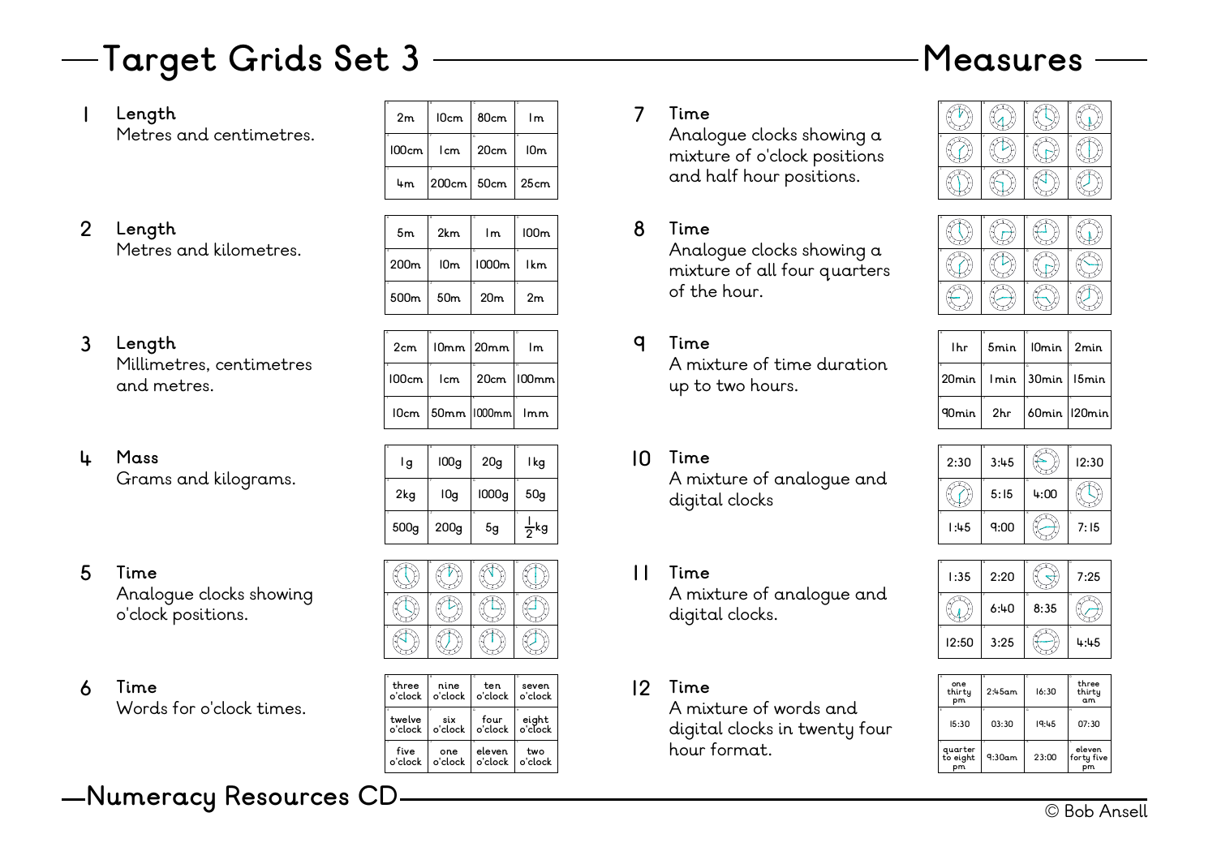# Target Grids Set 3 — Measures

**1 Length**
Metres and centimetres.

| 2m | 10cm | 80cm | 1m |
|---|---|---|---|
| 100cm | 1cm | 20cm | 10m |
| 4m | 200cm | 50cm | 25cm |

**2 Length**
Metres and kilometres.

| 5m | 2km | 1m | 100m |
|---|---|---|---|
| 200m | 10m | 1000m | 1km |
| 500m | 50m | 20m | 2m |

**3 Length**
Millimetres, centimetres and metres.

| 2cm | 10mm | 20mm | 1m |
|---|---|---|---|
| 100cm | 1cm | 20cm | 100mm |
| 10cm | 50mm | 1000mm | 1mm |

**4 Mass**
Grams and kilograms.

| 1g | 100g | 20g | 1kg |
|---|---|---|---|
| 2kg | 10g | 1000g | 50g |
| 500g | 200g | 5g | $\frac{1}{2}$kg |

**5 Time**
Analogue clocks showing o'clock positions.

**6 Time**
Words for o'clock times.

| three o'clock | nine o'clock | ten o'clock | seven o'clock |
|---|---|---|---|
| twelve o'clock | six o'clock | four o'clock | eight o'clock |
| five o'clock | one o'clock | eleven o'clock | two o'clock |

**7 Time**
Analogue clocks showing a mixture of o'clock positions and half hour positions.

**8 Time**
Analogue clocks showing a mixture of all four quarters of the hour.

**9 Time**
A mixture of time duration up to two hours.

| 1hr | 5min | 10min | 2min |
|---|---|---|---|
| 20min | 1min | 30min | 15min |
| 90min | 2hr | 60min | 120min |

**10 Time**
A mixture of analogue and digital clocks

| 2:30 | 3:45 | (clock) | 12:30 |
|---|---|---|---|
| (clock) | 5:15 | 4:00 | (clock) |
| 1:45 | 9:00 | (clock) | 7:15 |

**11 Time**
A mixture of analogue and digital clocks.

| 1:35 | 2:20 | (clock) | 7:25 |
|---|---|---|---|
| (clock) | 6:40 | 8:35 | (clock) |
| 12:50 | 3:25 | (clock) | 4:45 |

**12 Time**
A mixture of words and digital clocks in twenty four hour format.

| one thirty pm | 2:45am | 16:30 | three thirty am |
|---|---|---|---|
| 15:30 | 03:30 | 19:45 | 07:30 |
| quarter to eight pm | 9:30am | 23:00 | eleven forty five pm |

Numeracy Resources CD

© Bob Ansell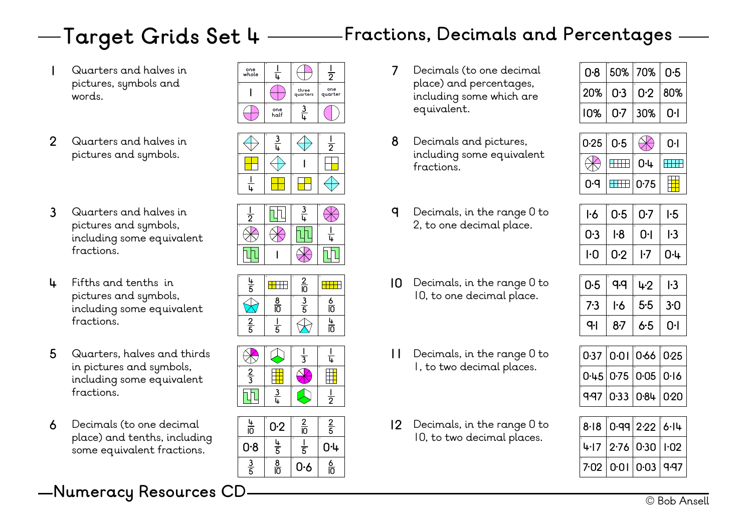# Target Grids Set 4 — Fractions, Decimals and Percentages

1. Quarters and halves in pictures, symbols and words.

| | | | |
|---|---|---|---|
| one whole | $\frac{1}{4}$ | | $\frac{1}{2}$ |
| 1 | | three quarters | one quarter |
| | one half | $\frac{3}{4}$ | |

2. Quarters and halves in pictures and symbols.

| | | | |
|---|---|---|---|
| | $\frac{3}{4}$ | | $\frac{1}{2}$ |
| | | 1 | |
| $\frac{1}{4}$ | | | |

3. Quarters and halves in pictures and symbols, including some equivalent fractions.

| | | | |
|---|---|---|---|
| $\frac{1}{2}$ | | $\frac{3}{4}$ | |
| | | | $\frac{1}{4}$ |
| | 1 | | |

4. Fifths and tenths in pictures and symbols, including some equivalent fractions.

| | | | |
|---|---|---|---|
| $\frac{4}{5}$ | | $\frac{2}{10}$ | |
| | $\frac{8}{10}$ | $\frac{3}{5}$ | $\frac{6}{10}$ |
| $\frac{2}{5}$ | $\frac{1}{5}$ | | $\frac{4}{10}$ |

5. Quarters, halves and thirds in pictures and symbols, including some equivalent fractions.

| | | | |
|---|---|---|---|
| | | $\frac{1}{3}$ | $\frac{1}{4}$ |
| $\frac{2}{3}$ | | | |
| | $\frac{3}{4}$ | | $\frac{1}{2}$ |

6. Decimals (to one decimal place) and tenths, including some equivalent fractions.

| | | | |
|---|---|---|---|
| $\frac{4}{10}$ | 0·2 | $\frac{2}{10}$ | $\frac{2}{5}$ |
| 0·8 | $\frac{4}{5}$ | $\frac{1}{5}$ | 0·4 |
| $\frac{3}{5}$ | $\frac{8}{10}$ | 0·6 | $\frac{6}{10}$ |

7. Decimals (to one decimal place) and percentages, including some which are equivalent.

| | | | |
|---|---|---|---|
| 0·8 | 50% | 70% | 0·5 |
| 20% | 0·3 | 0·2 | 80% |
| 10% | 0·7 | 30% | 0·1 |

8. Decimals and pictures, including some equivalent fractions.

| | | | |
|---|---|---|---|
| 0·25 | 0·5 | | 0·1 |
| | | 0·4 | |
| 0·9 | | 0·75 | |

9. Decimals, in the range 0 to 2, to one decimal place.

| | | | |
|---|---|---|---|
| 1·6 | 0·5 | 0·7 | 1·5 |
| 0·3 | 1·8 | 0·1 | 1·3 |
| 1·0 | 0·2 | 1·7 | 0·4 |

10. Decimals, in the range 0 to 10, to one decimal place.

| | | | |
|---|---|---|---|
| 0·5 | 9·9 | 4·2 | 1·3 |
| 7·3 | 1·6 | 5·5 | 3·0 |
| 9·1 | 8·7 | 6·5 | 0·1 |

11. Decimals, in the range 0 to 1, to two decimal places.

| | | | |
|---|---|---|---|
| 0·37 | 0·01 | 0·66 | 0·25 |
| 0·45 | 0·75 | 0·05 | 0·16 |
| 9·97 | 0·33 | 0·84 | 0·20 |

12. Decimals, in the range 0 to 10, to two decimal places.

| | | | |
|---|---|---|---|
| 8·18 | 0·99 | 2·22 | 6·14 |
| 4·17 | 2·76 | 0·30 | 1·02 |
| 7·02 | 0·01 | 0·03 | 9·97 |

Numeracy Resources CD

© Bob Ansell